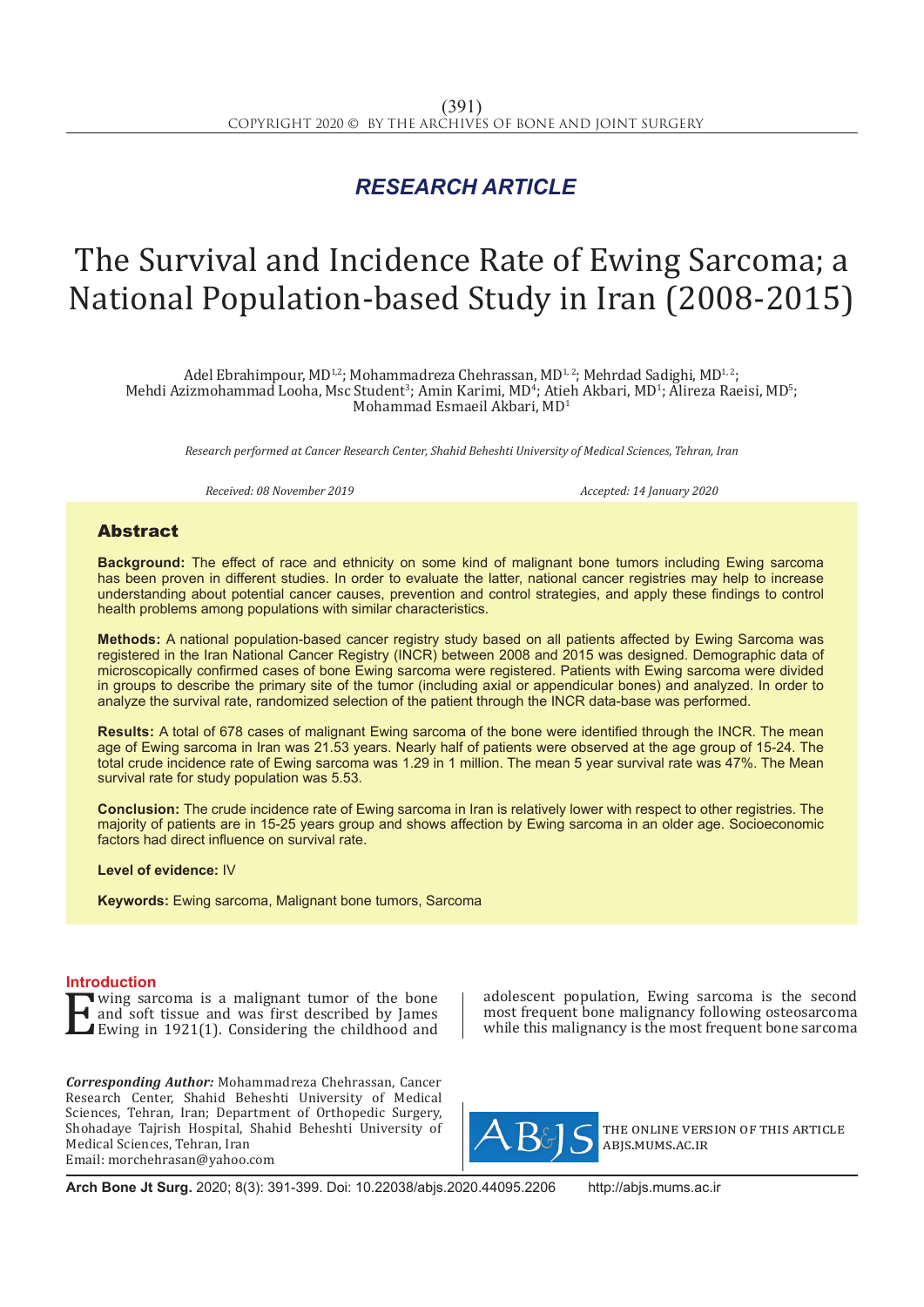*RESEARCH ARTICLE*

# The Survival and Incidence Rate of Ewing Sarcoma; a National Population-based Study in Iran (2008-2015)

Adel Ebrahimpour, MD[1,2]; Mohammadreza Chehrassan, MD[1,2]; Mehrdad Sadighi, MD[1,2]; Mehdi Azizmohammad Looha, Msc Student[3]; Amin Karimi, MD[4]; Atieh Akbari, MD[1]; Alireza Raeisi, MD[5]; Mohammad Esmaeil Akbari, MD[1]

*Research performed at Cancer Research Center, Shahid Beheshti University of Medical Sciences, Tehran, Iran*

*Received: 08 November 2019* *Accepted: 14 January 2020*

## Abstract

**Background:** The effect of race and ethnicity on some kind of malignant bone tumors including Ewing sarcoma has been proven in different studies. In order to evaluate the latter, national cancer registries may help to increase understanding about potential cancer causes, prevention and control strategies, and apply these findings to control health problems among populations with similar characteristics.

**Methods:** A national population-based cancer registry study based on all patients affected by Ewing Sarcoma was registered in the Iran National Cancer Registry (INCR) between 2008 and 2015 was designed. Demographic data of microscopically confirmed cases of bone Ewing sarcoma were registered. Patients with Ewing sarcoma were divided in groups to describe the primary site of the tumor (including axial or appendicular bones) and analyzed. In order to analyze the survival rate, randomized selection of the patient through the INCR data-base was performed.

**Results:** A total of 678 cases of malignant Ewing sarcoma of the bone were identified through the INCR. The mean age of Ewing sarcoma in Iran was 21.53 years. Nearly half of patients were observed at the age group of 15-24. The total crude incidence rate of Ewing sarcoma was 1.29 in 1 million. The mean 5 year survival rate was 47%. The Mean survival rate for study population was 5.53.

**Conclusion:** The crude incidence rate of Ewing sarcoma in Iran is relatively lower with respect to other registries. The majority of patients are in 15-25 years group and shows affection by Ewing sarcoma in an older age. Socioeconomic factors had direct influence on survival rate.

**Level of evidence:** IV

**Keywords:** Ewing sarcoma, Malignant bone tumors, Sarcoma

## Introduction

Ewing sarcoma is a malignant tumor of the bone and soft tissue and was first described by James Ewing in 1921(1). Considering the childhood and adolescent population, Ewing sarcoma is the second most frequent bone malignancy following osteosarcoma while this malignancy is the most frequent bone sarcoma

***Corresponding Author:*** Mohammadreza Chehrassan, Cancer Research Center, Shahid Beheshti University of Medical Sciences, Tehran, Iran; Department of Orthopedic Surgery, Shohadaye Tajrish Hospital, Shahid Beheshti University of Medical Sciences, Tehran, Iran
Email: morchehrasan@yahoo.com

THE ONLINE VERSION OF THIS ARTICLE ABJS.MUMS.AC.IR

**Arch Bone Jt Surg.** 2020; 8(3): 391-399. Doi: 10.22038/abjs.2020.44095.2206 http://abjs.mums.ac.ir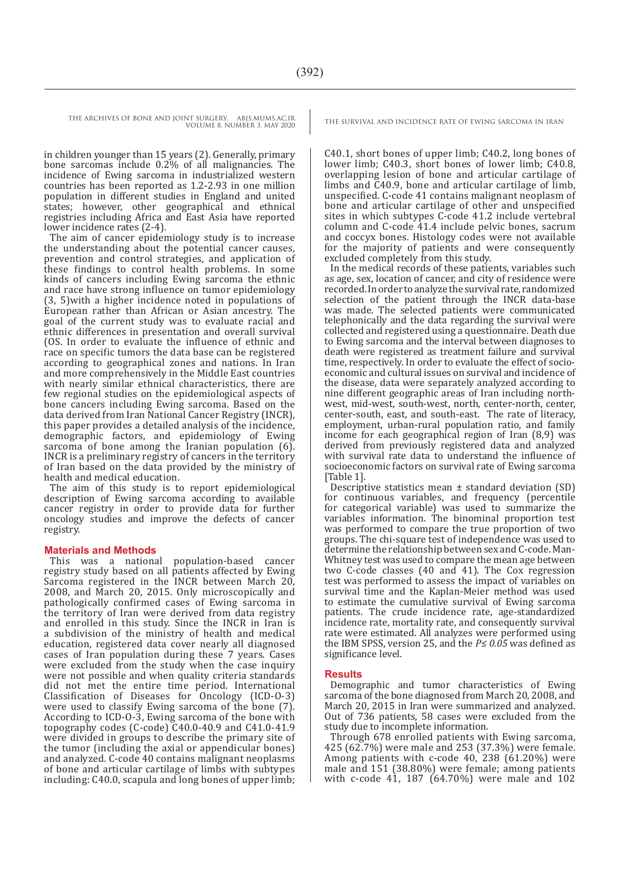in children younger than 15 years (2). Generally, primary bone sarcomas include 0.2% of all malignancies. The incidence of Ewing sarcoma in industrialized western countries has been reported as 1.2-2.93 in one million population in different studies in England and united states; however, other geographical and ethnical registries including Africa and East Asia have reported lower incidence rates (2-4).

The aim of cancer epidemiology study is to increase the understanding about the potential cancer causes, prevention and control strategies, and application of these findings to control health problems. In some kinds of cancers including Ewing sarcoma the ethnic and race have strong influence on tumor epidemiology (3, 5)with a higher incidence noted in populations of European rather than African or Asian ancestry. The goal of the current study was to evaluate racial and ethnic differences in presentation and overall survival (OS. In order to evaluate the influence of ethnic and race on specific tumors the data base can be registered according to geographical zones and nations. In Iran and more comprehensively in the Middle East countries with nearly similar ethnical characteristics, there are few regional studies on the epidemiological aspects of bone cancers including Ewing sarcoma. Based on the data derived from Iran National Cancer Registry (INCR), this paper provides a detailed analysis of the incidence, demographic factors, and epidemiology of Ewing sarcoma of bone among the Iranian population (6). INCR is a preliminary registry of cancers in the territory of Iran based on the data provided by the ministry of health and medical education.

The aim of this study is to report epidemiological description of Ewing sarcoma according to available cancer registry in order to provide data for further oncology studies and improve the defects of cancer registry.

## Materials and Methods

This was a national population-based cancer registry study based on all patients affected by Ewing Sarcoma registered in the INCR between March 20, 2008, and March 20, 2015. Only microscopically and pathologically confirmed cases of Ewing sarcoma in the territory of Iran were derived from data registry and enrolled in this study. Since the INCR in Iran is a subdivision of the ministry of health and medical education, registered data cover nearly all diagnosed cases of Iran population during these 7 years. Cases were excluded from the study when the case inquiry were not possible and when quality criteria standards did not met the entire time period. International Classification of Diseases for Oncology (ICD-O-3) were used to classify Ewing sarcoma of the bone (7). According to ICD-O-3, Ewing sarcoma of the bone with topography codes (C-code) C40.0-40.9 and C41.0-41.9 were divided in groups to describe the primary site of the tumor (including the axial or appendicular bones) and analyzed. C-code 40 contains malignant neoplasms of bone and articular cartilage of limbs with subtypes including: C40.0, scapula and long bones of upper limb; C40.1, short bones of upper limb; C40.2, long bones of lower limb; C40.3, short bones of lower limb; C40.8, overlapping lesion of bone and articular cartilage of limbs and C40.9, bone and articular cartilage of limb, unspecified. C-code 41 contains malignant neoplasm of bone and articular cartilage of other and unspecified sites in which subtypes C-code 41.2 include vertebral column and C-code 41.4 include pelvic bones, sacrum and coccyx bones. Histology codes were not available for the majority of patients and were consequently excluded completely from this study.

In the medical records of these patients, variables such as age, sex, location of cancer, and city of residence were recorded. In order to analyze the survival rate, randomized selection of the patient through the INCR data-base was made. The selected patients were communicated telephonically and the data regarding the survival were collected and registered using a questionnaire. Death due to Ewing sarcoma and the interval between diagnoses to death were registered as treatment failure and survival time, respectively. In order to evaluate the effect of socio-economic and cultural issues on survival and incidence of the disease, data were separately analyzed according to nine different geographic areas of Iran including north-west, mid-west, south-west, north, center-north, center, center-south, east, and south-east. The rate of literacy, employment, urban-rural population ratio, and family income for each geographical region of Iran (8,9) was derived from previously registered data and analyzed with survival rate data to understand the influence of socioeconomic factors on survival rate of Ewing sarcoma [Table 1].

Descriptive statistics mean ± standard deviation (SD) for continuous variables, and frequency (percentile for categorical variable) was used to summarize the variables information. The binominal proportion test was performed to compare the true proportion of two groups. The chi-square test of independence was used to determine the relationship between sex and C-code. Man-Whitney test was used to compare the mean age between two C-code classes (40 and 41). The Cox regression test was performed to assess the impact of variables on survival time and the Kaplan-Meier method was used to estimate the cumulative survival of Ewing sarcoma patients. The crude incidence rate, age-standardized incidence rate, mortality rate, and consequently survival rate were estimated. All analyzes were performed using the IBM SPSS, version 25, and the $P \leq 0.05$ was defined as significance level.

## Results

Demographic and tumor characteristics of Ewing sarcoma of the bone diagnosed from March 20, 2008, and March 20, 2015 in Iran were summarized and analyzed. Out of 736 patients, 58 cases were excluded from the study due to incomplete information.

Through 678 enrolled patients with Ewing sarcoma, 425 (62.7%) were male and 253 (37.3%) were female. Among patients with c-code 40, 238 (61.20%) were male and 151 (38.80%) were female; among patients with c-code 41, 187 (64.70%) were male and 102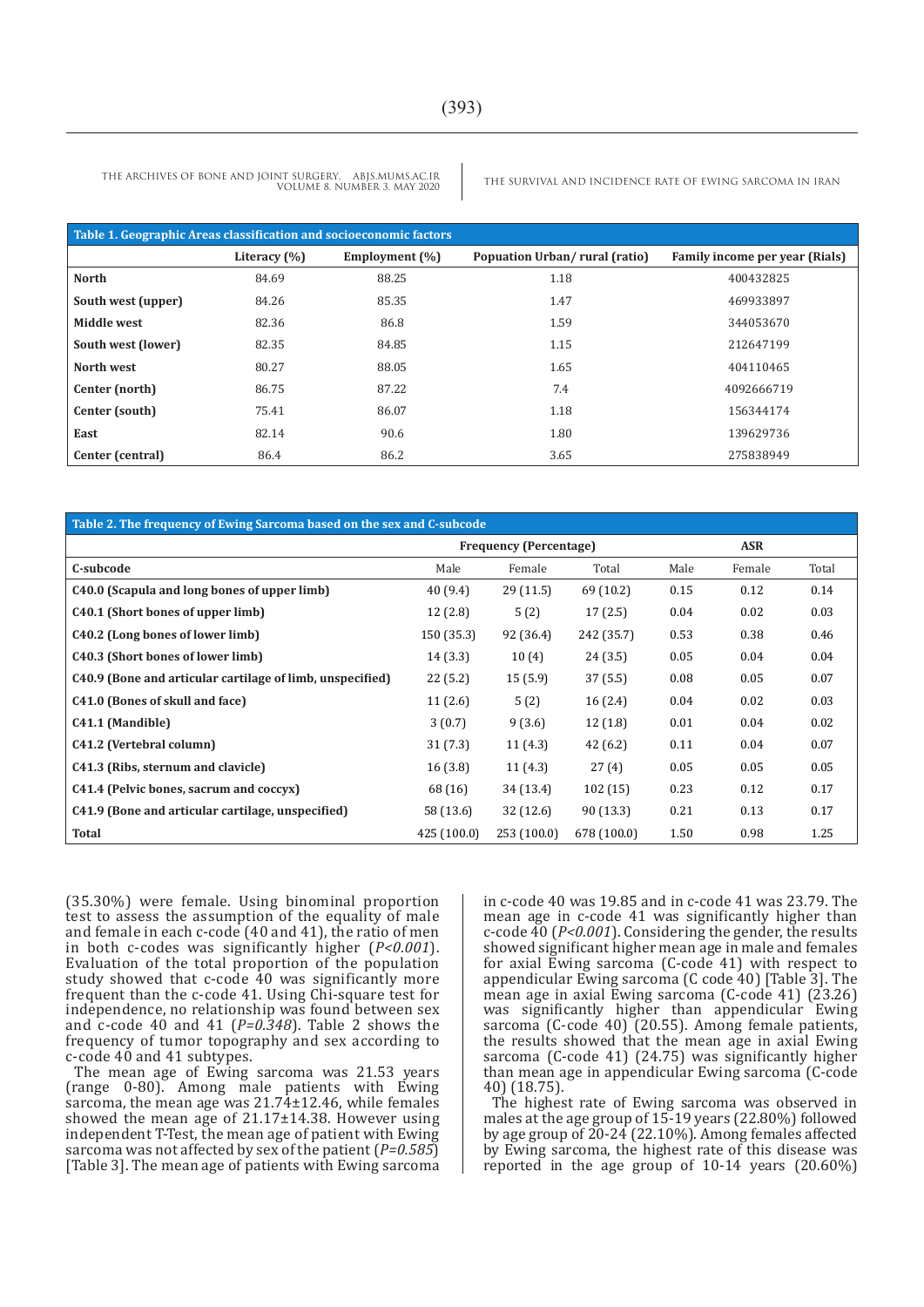**Table 1. Geographic Areas classification and socioeconomic factors**

| | Literacy (%) | Employment (%) | Popuation Urban/ rural (ratio) | Family income per year (Rials) |
|---|---|---|---|---|
| **North** | 84.69 | 88.25 | 1.18 | 400432825 |
| **South west (upper)** | 84.26 | 85.35 | 1.47 | 469933897 |
| **Middle west** | 82.36 | 86.8 | 1.59 | 344053670 |
| **South west (lower)** | 82.35 | 84.85 | 1.15 | 212647199 |
| **North west** | 80.27 | 88.05 | 1.65 | 404110465 |
| **Center (north)** | 86.75 | 87.22 | 7.4 | 4092666719 |
| **Center (south)** | 75.41 | 86.07 | 1.18 | 156344174 |
| **East** | 82.14 | 90.6 | 1.80 | 139629736 |
| **Center (central)** | 86.4 | 86.2 | 3.65 | 275838949 |

**Table 2. The frequency of Ewing Sarcoma based on the sex and C-subcode**

| | Frequency (Percentage) | | | ASR | | |
|---|---|---|---|---|---|---|
| **C-subcode** | Male | Female | Total | Male | Female | Total |
| **C40.0 (Scapula and long bones of upper limb)** | 40 (9.4) | 29 (11.5) | 69 (10.2) | 0.15 | 0.12 | 0.14 |
| **C40.1 (Short bones of upper limb)** | 12 (2.8) | 5 (2) | 17 (2.5) | 0.04 | 0.02 | 0.03 |
| **C40.2 (Long bones of lower limb)** | 150 (35.3) | 92 (36.4) | 242 (35.7) | 0.53 | 0.38 | 0.46 |
| **C40.3 (Short bones of lower limb)** | 14 (3.3) | 10 (4) | 24 (3.5) | 0.05 | 0.04 | 0.04 |
| **C40.9 (Bone and articular cartilage of limb, unspecified)** | 22 (5.2) | 15 (5.9) | 37 (5.5) | 0.08 | 0.05 | 0.07 |
| **C41.0 (Bones of skull and face)** | 11 (2.6) | 5 (2) | 16 (2.4) | 0.04 | 0.02 | 0.03 |
| **C41.1 (Mandible)** | 3 (0.7) | 9 (3.6) | 12 (1.8) | 0.01 | 0.04 | 0.02 |
| **C41.2 (Vertebral column)** | 31 (7.3) | 11 (4.3) | 42 (6.2) | 0.11 | 0.04 | 0.07 |
| **C41.3 (Ribs, sternum and clavicle)** | 16 (3.8) | 11 (4.3) | 27 (4) | 0.05 | 0.05 | 0.05 |
| **C41.4 (Pelvic bones, sacrum and coccyx)** | 68 (16) | 34 (13.4) | 102 (15) | 0.23 | 0.12 | 0.17 |
| **C41.9 (Bone and articular cartilage, unspecified)** | 58 (13.6) | 32 (12.6) | 90 (13.3) | 0.21 | 0.13 | 0.17 |
| **Total** | 425 (100.0) | 253 (100.0) | 678 (100.0) | 1.50 | 0.98 | 1.25 |

(35.30%) were female. Using binominal proportion test to assess the assumption of the equality of male and female in each c-code (40 and 41), the ratio of men in both c-codes was significantly higher (*P<0.001*). Evaluation of the total proportion of the population study showed that c-code 40 was significantly more frequent than the c-code 41. Using Chi-square test for independence, no relationship was found between sex and c-code 40 and 41 (*P=0.348*). Table 2 shows the frequency of tumor topography and sex according to c-code 40 and 41 subtypes.

The mean age of Ewing sarcoma was 21.53 years (range 0-80). Among male patients with Ewing sarcoma, the mean age was 21.74±12.46, while females showed the mean age of 21.17±14.38. However using independent T-Test, the mean age of patient with Ewing sarcoma was not affected by sex of the patient (*P=0.585*) [Table 3]. The mean age of patients with Ewing sarcoma in c-code 40 was 19.85 and in c-code 41 was 23.79. The mean age in c-code 41 was significantly higher than c-code 40 (*P<0.001*). Considering the gender, the results showed significant higher mean age in male and females for axial Ewing sarcoma (C-code 41) with respect to appendicular Ewing sarcoma (C code 40) [Table 3]. The mean age in axial Ewing sarcoma (C-code 41) (23.26) was significantly higher than appendicular Ewing sarcoma (C-code 40) (20.55). Among female patients, the results showed that the mean age in axial Ewing sarcoma (C-code 41) (24.75) was significantly higher than mean age in appendicular Ewing sarcoma (C-code 40) (18.75).

The highest rate of Ewing sarcoma was observed in males at the age group of 15-19 years (22.80%) followed by age group of 20-24 (22.10%). Among females affected by Ewing sarcoma, the highest rate of this disease was reported in the age group of 10-14 years (20.60%)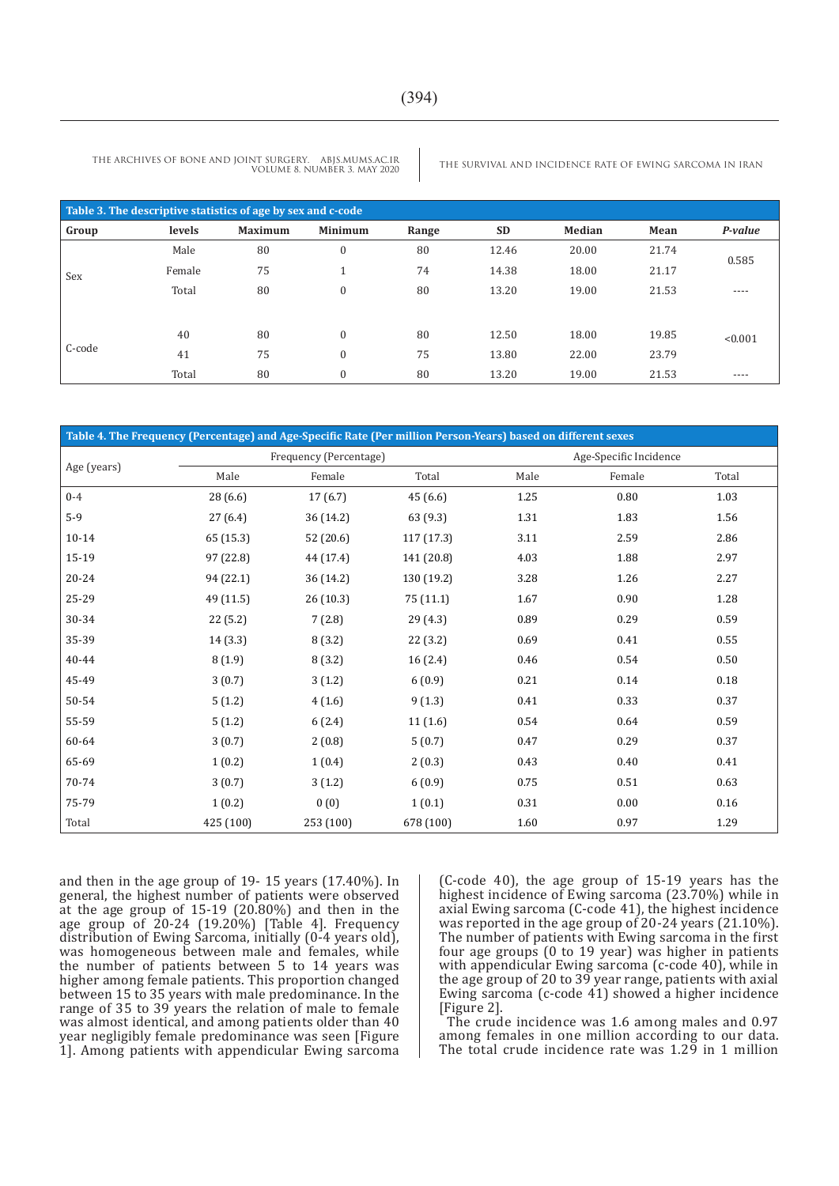**Table 3. The descriptive statistics of age by sex and c-code**

| Group | levels | Maximum | Minimum | Range | SD | Median | Mean | *P-value* |
|---|---|---|---|---|---|---|---|---|
| Sex | Male | 80 | 0 | 80 | 12.46 | 20.00 | 21.74 | 0.585 |
| | Female | 75 | 1 | 74 | 14.38 | 18.00 | 21.17 | |
| | Total | 80 | 0 | 80 | 13.20 | 19.00 | 21.53 | ---- |
| C-code | 40 | 80 | 0 | 80 | 12.50 | 18.00 | 19.85 | <0.001 |
| | 41 | 75 | 0 | 75 | 13.80 | 22.00 | 23.79 | |
| | Total | 80 | 0 | 80 | 13.20 | 19.00 | 21.53 | ---- |

**Table 4. The Frequency (Percentage) and Age-Specific Rate (Per million Person-Years) based on different sexes**

| Age (years) | Frequency (Percentage) | | | Age-Specific Incidence | | |
|---|---|---|---|---|---|---|
| | Male | Female | Total | Male | Female | Total |
| 0-4 | 28 (6.6) | 17 (6.7) | 45 (6.6) | 1.25 | 0.80 | 1.03 |
| 5-9 | 27 (6.4) | 36 (14.2) | 63 (9.3) | 1.31 | 1.83 | 1.56 |
| 10-14 | 65 (15.3) | 52 (20.6) | 117 (17.3) | 3.11 | 2.59 | 2.86 |
| 15-19 | 97 (22.8) | 44 (17.4) | 141 (20.8) | 4.03 | 1.88 | 2.97 |
| 20-24 | 94 (22.1) | 36 (14.2) | 130 (19.2) | 3.28 | 1.26 | 2.27 |
| 25-29 | 49 (11.5) | 26 (10.3) | 75 (11.1) | 1.67 | 0.90 | 1.28 |
| 30-34 | 22 (5.2) | 7 (2.8) | 29 (4.3) | 0.89 | 0.29 | 0.59 |
| 35-39 | 14 (3.3) | 8 (3.2) | 22 (3.2) | 0.69 | 0.41 | 0.55 |
| 40-44 | 8 (1.9) | 8 (3.2) | 16 (2.4) | 0.46 | 0.54 | 0.50 |
| 45-49 | 3 (0.7) | 3 (1.2) | 6 (0.9) | 0.21 | 0.14 | 0.18 |
| 50-54 | 5 (1.2) | 4 (1.6) | 9 (1.3) | 0.41 | 0.33 | 0.37 |
| 55-59 | 5 (1.2) | 6 (2.4) | 11 (1.6) | 0.54 | 0.64 | 0.59 |
| 60-64 | 3 (0.7) | 2 (0.8) | 5 (0.7) | 0.47 | 0.29 | 0.37 |
| 65-69 | 1 (0.2) | 1 (0.4) | 2 (0.3) | 0.43 | 0.40 | 0.41 |
| 70-74 | 3 (0.7) | 3 (1.2) | 6 (0.9) | 0.75 | 0.51 | 0.63 |
| 75-79 | 1 (0.2) | 0 (0) | 1 (0.1) | 0.31 | 0.00 | 0.16 |
| Total | 425 (100) | 253 (100) | 678 (100) | 1.60 | 0.97 | 1.29 |

and then in the age group of 19- 15 years (17.40%). In general, the highest number of patients were observed at the age group of 15-19 (20.80%) and then in the age group of 20-24 (19.20%) [Table 4]. Frequency distribution of Ewing Sarcoma, initially (0-4 years old), was homogeneous between male and females, while the number of patients between 5 to 14 years was higher among female patients. This proportion changed between 15 to 35 years with male predominance. In the range of 35 to 39 years the relation of male to female was almost identical, and among patients older than 40 year negligibly female predominance was seen [Figure 1]. Among patients with appendicular Ewing sarcoma (C-code 40), the age group of 15-19 years has the highest incidence of Ewing sarcoma (23.70%) while in axial Ewing sarcoma (C-code 41), the highest incidence was reported in the age group of 20-24 years (21.10%). The number of patients with Ewing sarcoma in the first four age groups (0 to 19 year) was higher in patients with appendicular Ewing sarcoma (c-code 40), while in the age group of 20 to 39 year range, patients with axial Ewing sarcoma (c-code 41) showed a higher incidence [Figure 2].

The crude incidence was 1.6 among males and 0.97 among females in one million according to our data. The total crude incidence rate was 1.29 in 1 million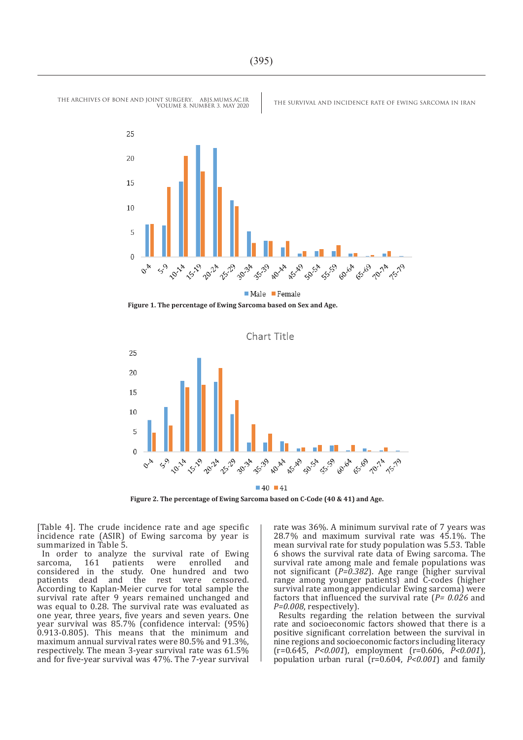Figure 1. The percentage of Ewing Sarcoma based on Sex and Age.

Figure 2. The percentage of Ewing Sarcoma based on C-Code (40 & 41) and Age.

[Table 4]. The crude incidence rate and age specific incidence rate (ASIR) of Ewing sarcoma by year is summarized in Table 5.

In order to analyze the survival rate of Ewing sarcoma, 161 patients were enrolled and considered in the study. One hundred and two patients dead and the rest were censored. According to Kaplan-Meier curve for total sample the survival rate after 9 years remained unchanged and was equal to 0.28. The survival rate was evaluated as one year, three years, five years and seven years. One year survival was 85.7% (confidence interval: (95%) 0.913-0.805). This means that the minimum and maximum annual survival rates were 80.5% and 91.3%, respectively. The mean 3-year survival rate was 61.5% and for five-year survival was 47%. The 7-year survival rate was 36%. A minimum survival rate of 7 years was 28.7% and maximum survival rate was 45.1%. The mean survival rate for study population was 5.53. Table 6 shows the survival rate data of Ewing sarcoma. The survival rate among male and female populations was not significant (*P=0.382*). Age range (higher survival range among younger patients) and C-codes (higher survival rate among appendicular Ewing sarcoma) were factors that influenced the survival rate (*P= 0.026* and *P=0.008*, respectively).

Results regarding the relation between the survival rate and socioeconomic factors showed that there is a positive significant correlation between the survival in nine regions and socioeconomic factors including literacy (r=0.645, *P<0.001*), employment (r=0.606, *P<0.001*), population urban rural (r=0.604, *P<0.001*) and family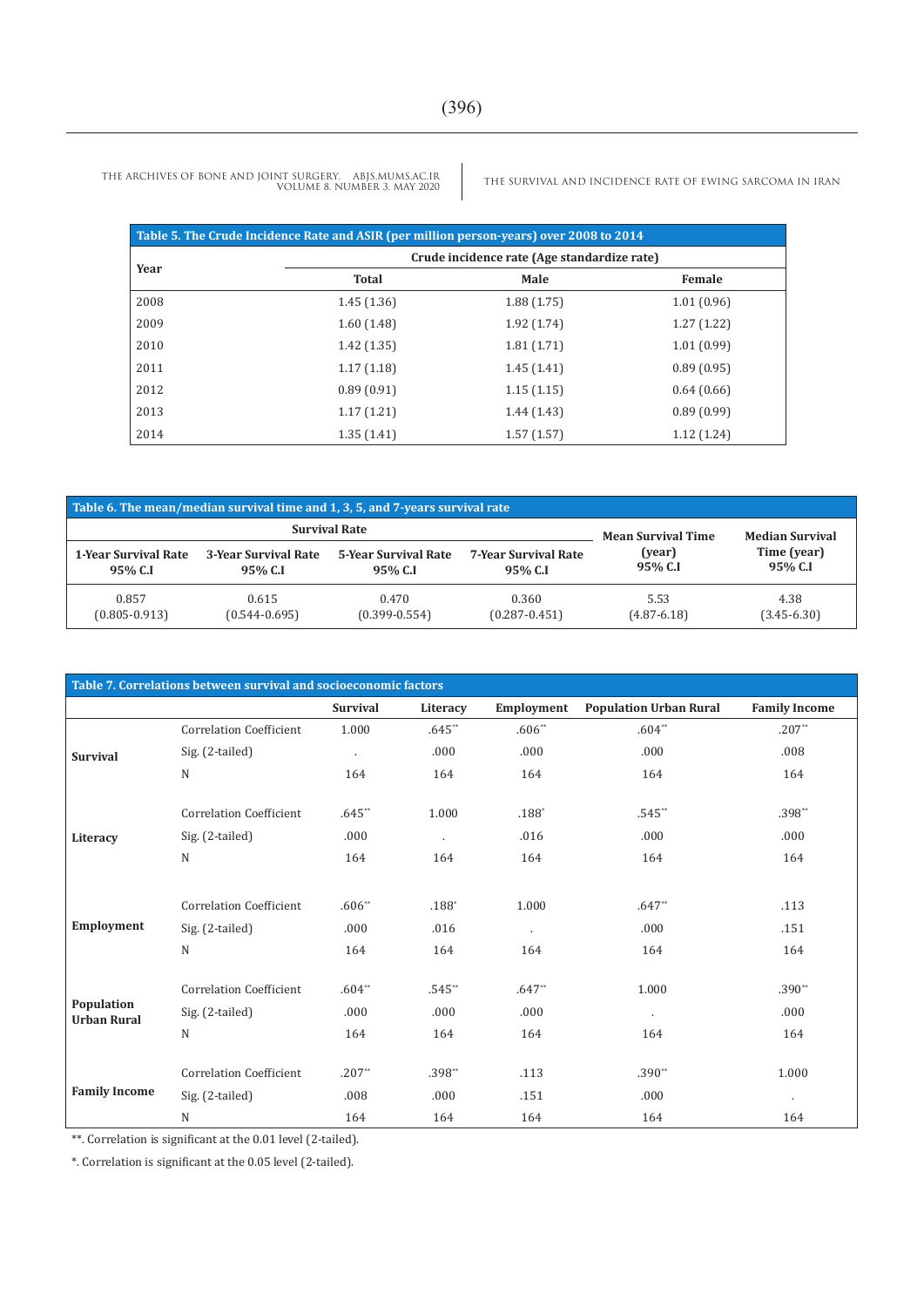**Table 5. The Crude Incidence Rate and ASIR (per million person-years) over 2008 to 2014**

| Year | Crude incidence rate (Age standardize rate) | | |
|---|---|---|---|
| | Total | Male | Female |
| 2008 | 1.45 (1.36) | 1.88 (1.75) | 1.01 (0.96) |
| 2009 | 1.60 (1.48) | 1.92 (1.74) | 1.27 (1.22) |
| 2010 | 1.42 (1.35) | 1.81 (1.71) | 1.01 (0.99) |
| 2011 | 1.17 (1.18) | 1.45 (1.41) | 0.89 (0.95) |
| 2012 | 0.89 (0.91) | 1.15 (1.15) | 0.64 (0.66) |
| 2013 | 1.17 (1.21) | 1.44 (1.43) | 0.89 (0.99) |
| 2014 | 1.35 (1.41) | 1.57 (1.57) | 1.12 (1.24) |

**Table 6. The mean/median survival time and 1, 3, 5, and 7-years survival rate**

| Survival Rate | | | | Mean Survival Time (year) 95% C.I | Median Survival Time (year) 95% C.I |
|---|---|---|---|---|---|
| 1-Year Survival Rate 95% C.I | 3-Year Survival Rate 95% C.I | 5-Year Survival Rate 95% C.I | 7-Year Survival Rate 95% C.I | | |
| 0.857 (0.805-0.913) | 0.615 (0.544-0.695) | 0.470 (0.399-0.554) | 0.360 (0.287-0.451) | 5.53 (4.87-6.18) | 4.38 (3.45-6.30) |

**Table 7. Correlations between survival and socioeconomic factors**

| | | Survival | Literacy | Employment | Population Urban Rural | Family Income |
|---|---|---|---|---|---|---|
| Survival | Correlation Coefficient | 1.000 | .645** | .606** | .604** | .207** |
| | Sig. (2-tailed) | . | .000 | .000 | .000 | .008 |
| | N | 164 | 164 | 164 | 164 | 164 |
| Literacy | Correlation Coefficient | .645** | 1.000 | .188* | .545** | .398** |
| | Sig. (2-tailed) | .000 | . | .016 | .000 | .000 |
| | N | 164 | 164 | 164 | 164 | 164 |
| Employment | Correlation Coefficient | .606** | .188* | 1.000 | .647** | .113 |
| | Sig. (2-tailed) | .000 | .016 | . | .000 | .151 |
| | N | 164 | 164 | 164 | 164 | 164 |
| Population Urban Rural | Correlation Coefficient | .604** | .545** | .647** | 1.000 | .390** |
| | Sig. (2-tailed) | .000 | .000 | .000 | . | .000 |
| | N | 164 | 164 | 164 | 164 | 164 |
| Family Income | Correlation Coefficient | .207** | .398** | .113 | .390** | 1.000 |
| | Sig. (2-tailed) | .008 | .000 | .151 | .000 | . |
| | N | 164 | 164 | 164 | 164 | 164 |

**. Correlation is significant at the 0.01 level (2-tailed).

*. Correlation is significant at the 0.05 level (2-tailed).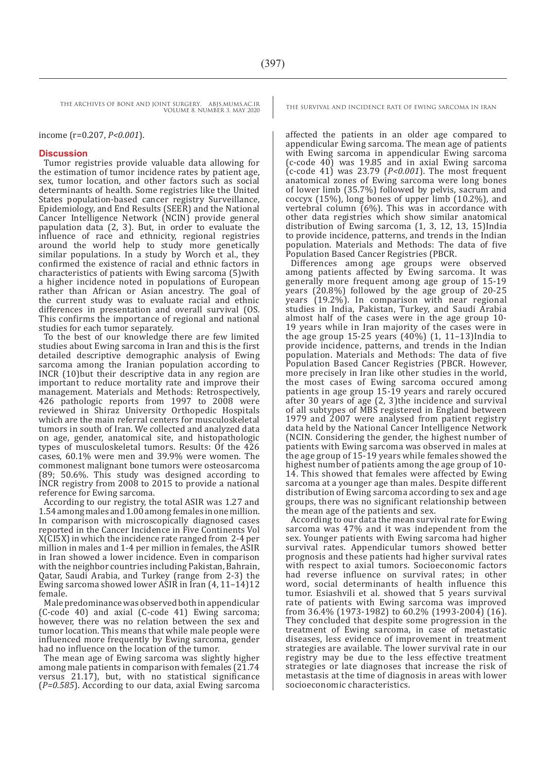income (r=0.207, *P<0.001*).

## Discussion

Tumor registries provide valuable data allowing for the estimation of tumor incidence rates by patient age, sex, tumor location, and other factors such as social determinants of health. Some registries like the United States population-based cancer registry Surveillance, Epidemiology, and End Results (SEER) and the National Cancer Intelligence Network (NCIN) provide general papulation data (2, 3). But, in order to evaluate the influence of race and ethnicity, regional registries around the world help to study more genetically similar populations. In a study by Worch et al., they confirmed the existence of racial and ethnic factors in characteristics of patients with Ewing sarcoma (5)with a higher incidence noted in populations of European rather than African or Asian ancestry. The goal of the current study was to evaluate racial and ethnic differences in presentation and overall survival (OS. This confirms the importance of regional and national studies for each tumor separately.

To the best of our knowledge there are few limited studies about Ewing sarcoma in Iran and this is the first detailed descriptive demographic analysis of Ewing sarcoma among the Iranian population according to INCR (10)but their descriptive data in any region are important to reduce mortality rate and improve their management. Materials and Methods: Retrospectively, 426 pathologic reports from 1997 to 2008 were reviewed in Shiraz University Orthopedic Hospitals which are the main referral centers for musculoskeletal tumors in south of Iran. We collected and analyzed data on age, gender, anatomical site, and histopathologic types of musculoskeletal tumors. Results: Of the 426 cases, 60.1% were men and 39.9% were women. The commonest malignant bone tumors were osteosarcoma (89; 50.6%. This study was designed according to INCR registry from 2008 to 2015 to provide a national reference for Ewing sarcoma.

According to our registry, the total ASIR was 1.27 and 1.54 among males and 1.00 among females in one million. In comparison with microscopically diagnosed cases reported in the Cancer Incidence in Five Continents Vol X(CI5X) in which the incidence rate ranged from 2-4 per million in males and 1-4 per million in females, the ASIR in Iran showed a lower incidence. Even in comparison with the neighbor countries including Pakistan, Bahrain, Qatar, Saudi Arabia, and Turkey (range from 2-3) the Ewing sarcoma showed lower ASIR in Iran (4, 11–14)12 female.

Male predominance was observed both in appendicular (C-code 40) and axial (C-code 41) Ewing sarcoma; however, there was no relation between the sex and tumor location. This means that while male people were influenced more frequently by Ewing sarcoma, gender had no influence on the location of the tumor.

The mean age of Ewing sarcoma was slightly higher among male patients in comparison with females (21.74 versus 21.17), but, with no statistical significance (*P=0.585*). According to our data, axial Ewing sarcoma affected the patients in an older age compared to appendicular Ewing sarcoma. The mean age of patients with Ewing sarcoma in appendicular Ewing sarcoma (c-code 40) was 19.85 and in axial Ewing sarcoma (c-code 41) was 23.79 (*P<0.001*). The most frequent anatomical zones of Ewing sarcoma were long bones of lower limb (35.7%) followed by pelvis, sacrum and coccyx (15%), long bones of upper limb (10.2%), and vertebral column (6%). This was in accordance with other data registries which show similar anatomical distribution of Ewing sarcoma (1, 3, 12, 13, 15)India to provide incidence, patterns, and trends in the Indian population. Materials and Methods: The data of five Population Based Cancer Registries (PBCR.

Differences among age groups were observed among patients affected by Ewing sarcoma. It was generally more frequent among age group of 15-19 years (20.8%) followed by the age group of 20-25 years (19.2%). In comparison with near regional studies in India, Pakistan, Turkey, and Saudi Arabia almost half of the cases were in the age group 10-19 years while in Iran majority of the cases were in the age group 15-25 years (40%) (1, 11–13)India to provide incidence, patterns, and trends in the Indian population. Materials and Methods: The data of five Population Based Cancer Registries (PBCR. However, more precisely in Iran like other studies in the world, the most cases of Ewing sarcoma occured among patients in age group 15-19 years and rarely occured after 30 years of age (2, 3)the incidence and survival of all subtypes of MBS registered in England between 1979 and 2007 were analysed from patient registry data held by the National Cancer Intelligence Network (NCIN. Considering the gender, the highest number of patients with Ewing sarcoma was observed in males at the age group of 15-19 years while females showed the highest number of patients among the age group of 10-14. This showed that females were affected by Ewing sarcoma at a younger age than males. Despite different distribution of Ewing sarcoma according to sex and age groups, there was no significant relationship between the mean age of the patients and sex.

According to our data the mean survival rate for Ewing sarcoma was 47% and it was independent from the sex. Younger patients with Ewing sarcoma had higher survival rates. Appendicular tumors showed better prognosis and these patients had higher survival rates with respect to axial tumors. Socioeconomic factors had reverse influence on survival rates; in other word, social determinants of health influence this tumor. Esiashvili et al. showed that 5 years survival rate of patients with Ewing sarcoma was improved from 36.4% (1973-1982) to 60.2% (1993-2004) (16). They concluded that despite some progression in the treatment of Ewing sarcoma, in case of metastatic diseases, less evidence of improvement in treatment strategies are available. The lower survival rate in our registry may be due to the less effective treatment strategies or late diagnoses that increase the risk of metastasis at the time of diagnosis in areas with lower socioeconomic characteristics.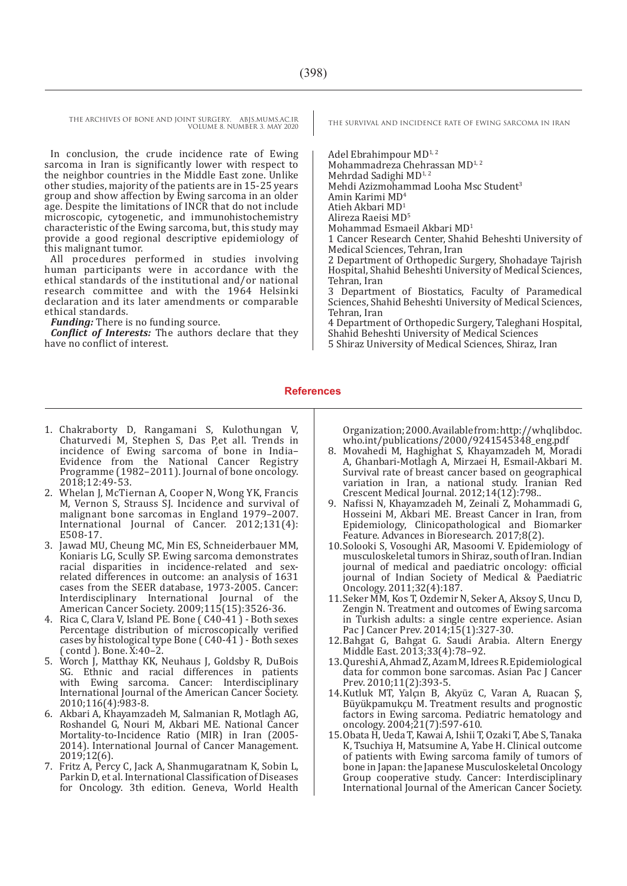In conclusion, the crude incidence rate of Ewing sarcoma in Iran is significantly lower with respect to the neighbor countries in the Middle East zone. Unlike other studies, majority of the patients are in 15-25 years group and show affection by Ewing sarcoma in an older age. Despite the limitations of INCR that do not include microscopic, cytogenetic, and immunohistochemistry characteristic of the Ewing sarcoma, but, this study may provide a good regional descriptive epidemiology of this malignant tumor.

All procedures performed in studies involving human participants were in accordance with the ethical standards of the institutional and/or national research committee and with the 1964 Helsinki declaration and its later amendments or comparable ethical standards.

***Funding:*** There is no funding source.

***Conflict of Interests:*** The authors declare that they have no conflict of interest.

Adel Ebrahimpour MD[1, 2]
Mohammadreza Chehrassan MD[1, 2]
Mehrdad Sadighi MD[1, 2]
Mehdi Azizmohammad Looha Msc Student[3]
Amin Karimi MD[4]
Atieh Akbari MD[1]
Alireza Raeisi MD[5]
Mohammad Esmaeil Akbari MD[1]

1 Cancer Research Center, Shahid Beheshti University of Medical Sciences, Tehran, Iran
2 Department of Orthopedic Surgery, Shohadaye Tajrish Hospital, Shahid Beheshti University of Medical Sciences, Tehran, Iran
3 Department of Biostatics, Faculty of Paramedical Sciences, Shahid Beheshti University of Medical Sciences, Tehran, Iran
4 Department of Orthopedic Surgery, Taleghani Hospital, Shahid Beheshti University of Medical Sciences
5 Shiraz University of Medical Sciences, Shiraz, Iran

## References

1. Chakraborty D, Rangamani S, Kulothungan V, Chaturvedi M, Stephen S, Das P,et all. Trends in incidence of Ewing sarcoma of bone in India– Evidence from the National Cancer Registry Programme (1982–2011). Journal of bone oncology. 2018;12:49-53.
2. Whelan J, McTiernan A, Cooper N, Wong YK, Francis M, Vernon S, Strauss SJ. Incidence and survival of malignant bone sarcomas in England 1979–2007. International Journal of Cancer. 2012;131(4): E508-17.
3. Jawad MU, Cheung MC, Min ES, Schneiderbauer MM, Koniaris LG, Scully SP. Ewing sarcoma demonstrates racial disparities in incidence-related and sex-related differences in outcome: an analysis of 1631 cases from the SEER database, 1973-2005. Cancer: Interdisciplinary International Journal of the American Cancer Society. 2009;115(15):3526-36.
4. Rica C, Clara V, Island PE. Bone ( C40-41 ) - Both sexes Percentage distribution of microscopically verified cases by histological type Bone ( C40-41 ) - Both sexes ( contd ). Bone. X:40–2.
5. Worch J, Matthay KK, Neuhaus J, Goldsby R, DuBois SG. Ethnic and racial differences in patients with Ewing sarcoma. Cancer: Interdisciplinary International Journal of the American Cancer Society. 2010;116(4):983-8.
6. Akbari A, Khayamzadeh M, Salmanian R, Motlagh AG, Roshandel G, Nouri M, Akbari ME. National Cancer Mortality-to-Incidence Ratio (MIR) in Iran (2005-2014). International Journal of Cancer Management. 2019;12(6).
7. Fritz A, Percy C, Jack A, Shanmugaratnam K, Sobin L, Parkin D, et al. International Classification of Diseases for Oncology. 3th edition. Geneva, World Health Organization;2000.Available from: http://whqlibdoc.who.int/publications/2000/9241545348_eng.pdf
8. Movahedi M, Haghighat S, Khayamzadeh M, Moradi A, Ghanbari-Motlagh A, Mirzaei H, Esmail-Akbari M. Survival rate of breast cancer based on geographical variation in Iran, a national study. Iranian Red Crescent Medical Journal. 2012;14(12):798..
9. Nafissi N, Khayamzadeh M, Zeinali Z, Mohammadi G, Hosseini M, Akbari ME. Breast Cancer in Iran, from Epidemiology, Clinicopathological and Biomarker Feature. Advances in Bioresearch. 2017;8(2).
10. Solooki S, Vosoughi AR, Masoomi V. Epidemiology of musculoskeletal tumors in Shiraz, south of Iran. Indian journal of medical and paediatric oncology: official journal of Indian Society of Medical & Paediatric Oncology. 2011;32(4):187.
11. Seker MM, Kos T, Ozdemir N, Seker A, Aksoy S, Uncu D, Zengin N. Treatment and outcomes of Ewing sarcoma in Turkish adults: a single centre experience. Asian Pac J Cancer Prev. 2014;15(1):327-30.
12. Bahgat G, Bahgat G. Saudi Arabia. Altern Energy Middle East. 2013;33(4):78–92.
13. Qureshi A, Ahmad Z, Azam M, Idrees R. Epidemiological data for common bone sarcomas. Asian Pac J Cancer Prev. 2010;11(2):393-5.
14. Kutluk MT, Yalçın B, Akyüz C, Varan A, Ruacan Ş, Büyükpamukçu M. Treatment results and prognostic factors in Ewing sarcoma. Pediatric hematology and oncology. 2004;21(7):597-610.
15. Obata H, Ueda T, Kawai A, Ishii T, Ozaki T, Abe S, Tanaka K, Tsuchiya H, Matsumine A, Yabe H. Clinical outcome of patients with Ewing sarcoma family of tumors of bone in Japan: the Japanese Musculoskeletal Oncology Group cooperative study. Cancer: Interdisciplinary International Journal of the American Cancer Society.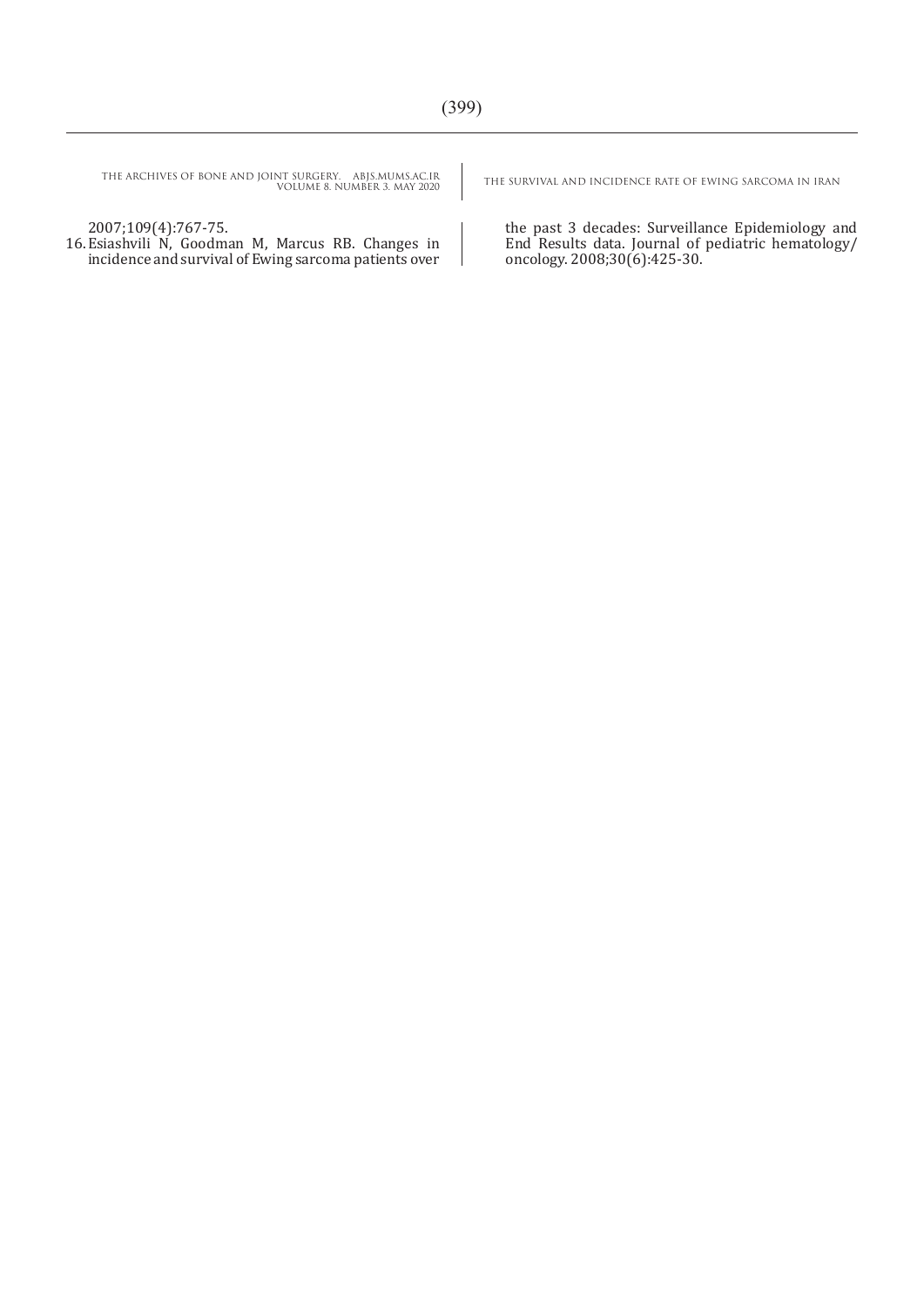2007;109(4):767-75.

16. Esiashvili N, Goodman M, Marcus RB. Changes in incidence and survival of Ewing sarcoma patients over the past 3 decades: Surveillance Epidemiology and End Results data. Journal of pediatric hematology/oncology. 2008;30(6):425-30.